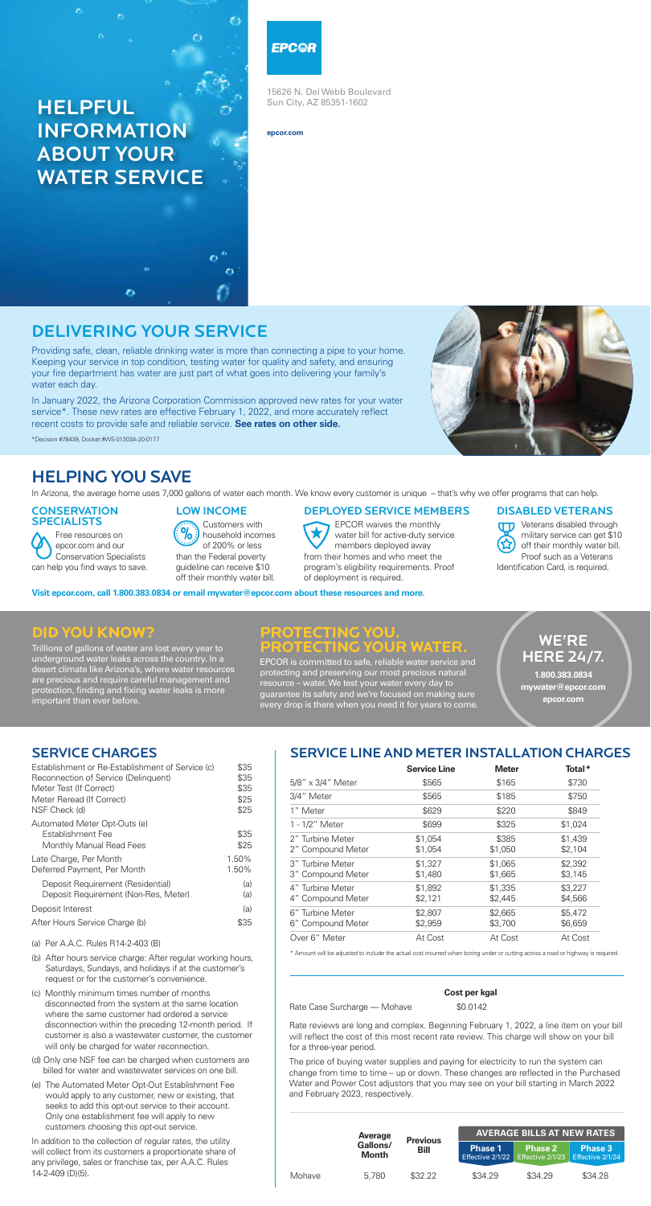# HELPFUL INFORMATION ABOUT YOUR WATER SERVICE

**EPCOR**

15626 N. Del Webb Boulevard
Sun City, AZ 85351-1602

**epcor.com**

## DELIVERING YOUR SERVICE

Providing safe, clean, reliable drinking water is more than connecting a pipe to your home. Keeping your service in top condition, testing water for quality and safety, and ensuring your fire department has water are just part of what goes into delivering your family's water each day.

In January 2022, the Arizona Corporation Commission approved new rates for your water service*. These new rates are effective February 1, 2022, and more accurately reflect recent costs to provide safe and reliable service. **See rates on other side.**

*Decision #78439, Docket #WS-01303A-20-0177

## HELPING YOU SAVE

In Arizona, the average home uses 7,000 gallons of water each month. We know every customer is unique – that's why we offer programs that can help.

### CONSERVATION SPECIALISTS

Free resources on epcor.com and our Conservation Specialists can help you find ways to save.

### LOW INCOME

Customers with household incomes of 200% or less than the Federal poverty guideline can receive $10 off their monthly water bill.

### DEPLOYED SERVICE MEMBERS

EPCOR waives the monthly water bill for active-duty service members deployed away from their homes and who meet the program's eligibility requirements. Proof of deployment is required.

### DISABLED VETERANS

Veterans disabled through military service can get $10 off their monthly water bill. Proof such as a Veterans Identification Card, is required.

**Visit epcor.com, call 1.800.383.0834 or email mywater@epcor.com about these resources and more.**

## DID YOU KNOW?

Trillions of gallons of water are lost every year to underground water leaks across the country. In a desert climate like Arizona's, where water resources are precious and require careful management and protection, finding and fixing water leaks is more important than ever before.

## PROTECTING YOU. PROTECTING YOUR WATER.

EPCOR is committed to safe, reliable water service and protecting and preserving our most precious natural resource – water. We test your water every day to guarantee its safety and we're focused on making sure every drop is there when you need it for years to come.

## WE'RE HERE 24/7.

**1.800.383.0834**
**mywater@epcor.com**
**epcor.com**

## SERVICE CHARGES

| | |
|---|---|
| Establishment or Re-Establishment of Service (c) | $35 |
| Reconnection of Service (Delinquent) | $35 |
| Meter Test (If Correct) | $35 |
| Meter Reread (If Correct) | $25 |
| NSF Check (d) | $25 |
| Automated Meter Opt-Outs (e) | |
| Establishment Fee | $35 |
| Monthly Manual Read Fees | $25 |
| Late Charge, Per Month | 1.50% |
| Deferred Payment, Per Month | 1.50% |
| Deposit Requirement (Residential) | (a) |
| Deposit Requirement (Non-Res, Meter) | (a) |
| Deposit Interest | (a) |
| After Hours Service Charge (b) | $35 |

(a) Per A.A.C. Rules R14-2-403 (B)

(b) After hours service charge: After regular working hours, Saturdays, Sundays, and holidays if at the customer's request or for the customer's convenience.

(c) Monthly minimum times number of months disconnected from the system at the same location where the same customer had ordered a service disconnection within the preceding 12-month period. If customer is also a wastewater customer, the customer will only be charged for water reconnection.

(d) Only one NSF fee can be charged when customers are billed for water and wastewater services on one bill.

(e) The Automated Meter Opt-Out Establishment Fee would apply to any customer, new or existing, that seeks to add this opt-out service to their account. Only one establishment fee will apply to new customers choosing this opt-out service.

In addition to the collection of regular rates, the utility will collect from its customers a proportionate share of any privilege, sales or franchise tax, per A.A.C. Rules 14-2-409 (D)(5).

## SERVICE LINE AND METER INSTALLATION CHARGES

| | Service Line | Meter | Total* |
|---|---|---|---|
| 5/8" x 3/4" Meter | $565 | $165 | $730 |
| 3/4" Meter | $565 | $185 | $750 |
| 1" Meter | $629 | $220 | $849 |
| 1 - 1/2" Meter | $699 | $325 | $1,024 |
| 2" Turbine Meter | $1,054 | $385 | $1,439 |
| 2" Compound Meter | $1,054 | $1,050 | $2,104 |
| 3" Turbine Meter | $1,327 | $1,065 | $2,392 |
| 3" Compound Meter | $1,480 | $1,665 | $3,145 |
| 4" Turbine Meter | $1,892 | $1,335 | $3,227 |
| 4" Compound Meter | $2,121 | $2,445 | $4,566 |
| 6" Turbine Meter | $2,807 | $2,665 | $5,472 |
| 6" Compound Meter | $2,959 | $3,700 | $6,659 |
| Over 6" Meter | At Cost | At Cost | At Cost |

* Amount will be adjusted to include the actual cost incurred when boring under or cutting across a road or highway is required.

| | Cost per kgal |
|---|---|
| Rate Case Surcharge — Mohave | $0.0142 |

Rate reviews are long and complex. Beginning February 1, 2022, a line item on your bill will reflect the cost of this most recent rate review. This charge will show on your bill for a three-year period.

The price of buying water supplies and paying for electricity to run the system can change from time to time – up or down. These changes are reflected in the Purchased Water and Power Cost adjustors that you may see on your bill starting in March 2022 and February 2023, respectively.

| | Average Gallons/ Month | Previous Bill | AVERAGE BILLS AT NEW RATES | | |
|---|---|---|---|---|---|
| | | | Phase 1 Effective 2/1/22 | Phase 2 Effective 2/1/23 | Phase 3 Effective 2/1/24 |
| Mohave | 5,780 | $32.22 | $34.29 | $34.29 | $34.28 |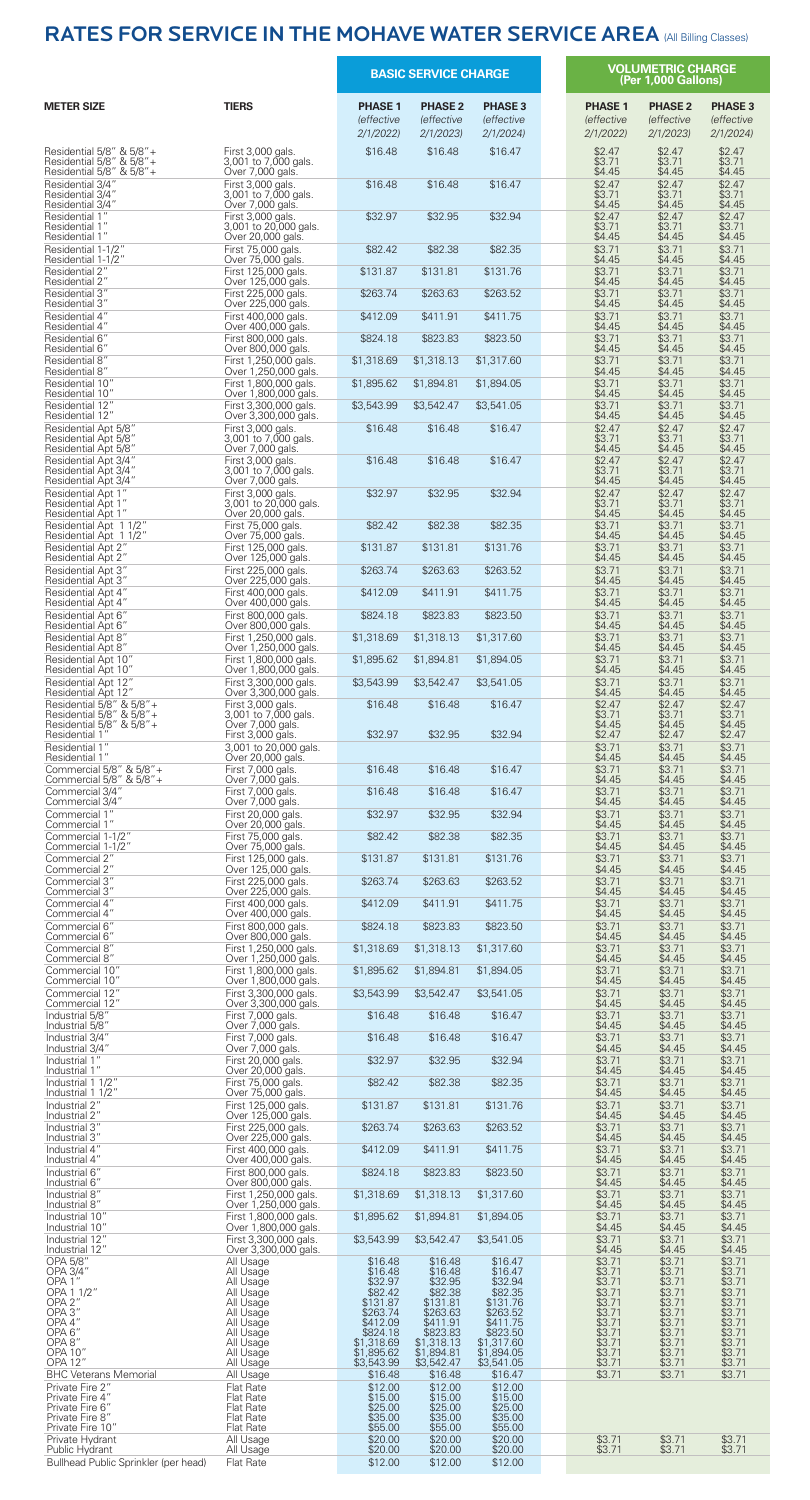# RATES FOR SERVICE IN THE MOHAVE WATER SERVICE AREA (All Billing Classes)

| | | BASIC SERVICE CHARGE | | | VOLUMETRIC CHARGE (Per 1,000 Gallons) | | |
|---|---|---|---|---|---|---|---|
| **METER SIZE** | **TIERS** | **PHASE 1** *(effective 2/1/2022)* | **PHASE 2** *(effective 2/1/2023)* | **PHASE 3** *(effective 2/1/2024)* | **PHASE 1** *(effective 2/1/2022)* | **PHASE 2** *(effective 2/1/2023)* | **PHASE 3** *(effective 2/1/2024)* |
| Residential 5/8" & 5/8"+ | First 3,000 gals. | $16.48 | $16.48 | $16.47 | $2.47 | $2.47 | $2.47 |
| Residential 5/8" & 5/8"+ | 3,001 to 7,000 gals. | | | | $3.71 | $3.71 | $3.71 |
| Residential 5/8" & 5/8"+ | Over 7,000 gals. | | | | $4.45 | $4.45 | $4.45 |
| Residential 3/4" | First 3,000 gals. | $16.48 | $16.48 | $16.47 | $2.47 | $2.47 | $2.47 |
| Residential 3/4" | 3,001 to 7,000 gals. | | | | $3.71 | $3.71 | $3.71 |
| Residential 3/4" | Over 7,000 gals. | | | | $4.45 | $4.45 | $4.45 |
| Residential 1" | First 3,000 gals. | $32.97 | $32.95 | $32.94 | $2.47 | $2.47 | $2.47 |
| Residential 1" | 3,001 to 20,000 gals. | | | | $3.71 | $3.71 | $3.71 |
| Residential 1" | Over 20,000 gals. | | | | $4.45 | $4.45 | $4.45 |
| Residential 1-1/2" | First 75,000 gals. | $82.42 | $82.38 | $82.35 | $3.71 | $3.71 | $3.71 |
| Residential 1-1/2" | Over 75,000 gals. | | | | $4.45 | $4.45 | $4.45 |
| Residential 2" | First 125,000 gals. | $131.87 | $131.81 | $131.76 | $3.71 | $3.71 | $3.71 |
| Residential 2" | Over 125,000 gals. | | | | $4.45 | $4.45 | $4.45 |
| Residential 3" | First 225,000 gals. | $263.74 | $263.63 | $263.52 | $3.71 | $3.71 | $3.71 |
| Residential 3" | Over 225,000 gals. | | | | $4.45 | $4.45 | $4.45 |
| Residential 4" | First 400,000 gals. | $412.09 | $411.91 | $411.75 | $3.71 | $3.71 | $3.71 |
| Residential 4" | Over 400,000 gals. | | | | $4.45 | $4.45 | $4.45 |
| Residential 6" | First 800,000 gals. | $824.18 | $823.83 | $823.50 | $3.71 | $3.71 | $3.71 |
| Residential 6" | Over 800,000 gals. | | | | $4.45 | $4.45 | $4.45 |
| Residential 8" | First 1,250,000 gals. | $1,318.69 | $1,318.13 | $1,317.60 | $3.71 | $3.71 | $3.71 |
| Residential 8" | Over 1,250,000 gals. | | | | $4.45 | $4.45 | $4.45 |
| Residential 10" | First 1,800,000 gals. | $1,895.62 | $1,894.81 | $1,894.05 | $3.71 | $3.71 | $3.71 |
| Residential 10" | Over 1,800,000 gals. | | | | $4.45 | $4.45 | $4.45 |
| Residential 12" | First 3,300,000 gals. | $3,543.99 | $3,542.47 | $3,541.05 | $3.71 | $3.71 | $3.71 |
| Residential 12" | Over 3,300,000 gals. | | | | $4.45 | $4.45 | $4.45 |
| Residential Apt 5/8" | First 3,000 gals. | $16.48 | $16.48 | $16.47 | $2.47 | $2.47 | $2.47 |
| Residential Apt 5/8" | 3,001 to 7,000 gals. | | | | $3.71 | $3.71 | $3.71 |
| Residential Apt 5/8" | Over 7,000 gals. | | | | $4.45 | $4.45 | $4.45 |
| Residential Apt 3/4" | First 3,000 gals. | $16.48 | $16.48 | $16.47 | $2.47 | $2.47 | $2.47 |
| Residential Apt 3/4" | 3,001 to 7,000 gals. | | | | $3.71 | $3.71 | $3.71 |
| Residential Apt 3/4" | Over 7,000 gals. | | | | $4.45 | $4.45 | $4.45 |
| Residential Apt 1" | First 3,000 gals. | $32.97 | $32.95 | $32.94 | $2.47 | $2.47 | $2.47 |
| Residential Apt 1" | 3,001 to 20,000 gals. | | | | $3.71 | $3.71 | $3.71 |
| Residential Apt 1" | Over 20,000 gals. | | | | $4.45 | $4.45 | $4.45 |
| Residential Apt 1 1/2" | First 75,000 gals. | $82.42 | $82.38 | $82.35 | $3.71 | $3.71 | $3.71 |
| Residential Apt 1 1/2" | Over 75,000 gals. | | | | $4.45 | $4.45 | $4.45 |
| Residential Apt 2" | First 125,000 gals. | $131.87 | $131.81 | $131.76 | $3.71 | $3.71 | $3.71 |
| Residential Apt 2" | Over 125,000 gals. | | | | $4.45 | $4.45 | $4.45 |
| Residential Apt 3" | First 225,000 gals. | $263.74 | $263.63 | $263.52 | $3.71 | $3.71 | $3.71 |
| Residential Apt 3" | Over 225,000 gals. | | | | $4.45 | $4.45 | $4.45 |
| Residential Apt 4" | First 400,000 gals. | $412.09 | $411.91 | $411.75 | $3.71 | $3.71 | $3.71 |
| Residential Apt 4" | Over 400,000 gals. | | | | $4.45 | $4.45 | $4.45 |
| Residential Apt 6" | First 800,000 gals. | $824.18 | $823.83 | $823.50 | $3.71 | $3.71 | $3.71 |
| Residential Apt 6" | Over 800,000 gals. | | | | $4.45 | $4.45 | $4.45 |
| Residential Apt 8" | First 1,250,000 gals. | $1,318.69 | $1,318.13 | $1,317.60 | $3.71 | $3.71 | $3.71 |
| Residential Apt 8" | Over 1,250,000 gals. | | | | $4.45 | $4.45 | $4.45 |
| Residential Apt 10" | First 1,800,000 gals. | $1,895.62 | $1,894.81 | $1,894.05 | $3.71 | $3.71 | $3.71 |
| Residential Apt 10" | Over 1,800,000 gals. | | | | $4.45 | $4.45 | $4.45 |
| Residential Apt 12" | First 3,300,000 gals. | $3,543.99 | $3,542.47 | $3,541.05 | $3.71 | $3.71 | $3.71 |
| Residential Apt 12" | Over 3,300,000 gals. | | | | $4.45 | $4.45 | $4.45 |
| Residential 5/8" & 5/8"+ | First 3,000 gals. | $16.48 | $16.48 | $16.47 | $2.47 | $2.47 | $2.47 |
| Residential 5/8" & 5/8"+ | 3,001 to 7,000 gals. | | | | $3.71 | $3.71 | $3.71 |
| Residential 5/8" & 5/8"+ | Over 7,000 gals. | | | | $4.45 | $4.45 | $4.45 |
| Residential 1" | First 3,000 gals. | $32.97 | $32.95 | $32.94 | $2.47 | $2.47 | $2.47 |
| Residential 1" | 3,001 to 20,000 gals. | | | | $3.71 | $3.71 | $3.71 |
| Residential 1" | Over 20,000 gals. | | | | $4.45 | $4.45 | $4.45 |
| Commercial 5/8" & 5/8"+ | First 7,000 gals. | $16.48 | $16.48 | $16.47 | $3.71 | $3.71 | $3.71 |
| Commercial 5/8" & 5/8"+ | Over 7,000 gals. | | | | $4.45 | $4.45 | $4.45 |
| Commercial 3/4" | First 7,000 gals. | $16.48 | $16.48 | $16.47 | $3.71 | $3.71 | $3.71 |
| Commercial 3/4" | Over 7,000 gals. | | | | $4.45 | $4.45 | $4.45 |
| Commercial 1" | First 20,000 gals. | $32.97 | $32.95 | $32.94 | $3.71 | $3.71 | $3.71 |
| Commercial 1" | Over 20,000 gals. | | | | $4.45 | $4.45 | $4.45 |
| Commercial 1-1/2" | First 75,000 gals. | $82.42 | $82.38 | $82.35 | $3.71 | $3.71 | $3.71 |
| Commercial 1-1/2" | Over 75,000 gals. | | | | $4.45 | $4.45 | $4.45 |
| Commercial 2" | First 125,000 gals. | $131.87 | $131.81 | $131.76 | $3.71 | $3.71 | $3.71 |
| Commercial 2" | Over 125,000 gals. | | | | $4.45 | $4.45 | $4.45 |
| Commercial 3" | First 225,000 gals. | $263.74 | $263.63 | $263.52 | $3.71 | $3.71 | $3.71 |
| Commercial 3" | Over 225,000 gals. | | | | $4.45 | $4.45 | $4.45 |
| Commercial 4" | First 400,000 gals. | $412.09 | $411.91 | $411.75 | $3.71 | $3.71 | $3.71 |
| Commercial 4" | Over 400,000 gals. | | | | $4.45 | $4.45 | $4.45 |
| Commercial 6" | First 800,000 gals. | $824.18 | $823.83 | $823.50 | $3.71 | $3.71 | $3.71 |
| Commercial 6" | Over 800,000 gals. | | | | $4.45 | $4.45 | $4.45 |
| Commercial 8" | First 1,250,000 gals. | $1,318.69 | $1,318.13 | $1,317.60 | $3.71 | $3.71 | $3.71 |
| Commercial 8" | Over 1,250,000 gals. | | | | $4.45 | $4.45 | $4.45 |
| Commercial 10" | First 1,800,000 gals. | $1,895.62 | $1,894.81 | $1,894.05 | $3.71 | $3.71 | $3.71 |
| Commercial 10" | Over 1,800,000 gals. | | | | $4.45 | $4.45 | $4.45 |
| Commercial 12" | First 3,300,000 gals. | $3,543.99 | $3,542.47 | $3,541.05 | $3.71 | $3.71 | $3.71 |
| Commercial 12" | Over 3,300,000 gals. | | | | $4.45 | $4.45 | $4.45 |
| Industrial 5/8" | First 7,000 gals. | $16.48 | $16.48 | $16.47 | $3.71 | $3.71 | $3.71 |
| Industrial 5/8" | Over 7,000 gals. | | | | $4.45 | $4.45 | $4.45 |
| Industrial 3/4" | First 7,000 gals. | $16.48 | $16.48 | $16.47 | $3.71 | $3.71 | $3.71 |
| Industrial 3/4" | Over 7,000 gals. | | | | $4.45 | $4.45 | $4.45 |
| Industrial 1" | First 20,000 gals. | $32.97 | $32.95 | $32.94 | $3.71 | $3.71 | $3.71 |
| Industrial 1" | Over 20,000 gals. | | | | $4.45 | $4.45 | $4.45 |
| Industrial 1 1/2" | First 75,000 gals. | $82.42 | $82.38 | $82.35 | $3.71 | $3.71 | $3.71 |
| Industrial 1 1/2" | Over 75,000 gals. | | | | $4.45 | $4.45 | $4.45 |
| Industrial 2" | First 125,000 gals. | $131.87 | $131.81 | $131.76 | $3.71 | $3.71 | $3.71 |
| Industrial 2" | Over 125,000 gals. | | | | $4.45 | $4.45 | $4.45 |
| Industrial 3" | First 225,000 gals. | $263.74 | $263.63 | $263.52 | $3.71 | $3.71 | $3.71 |
| Industrial 3" | Over 225,000 gals. | | | | $4.45 | $4.45 | $4.45 |
| Industrial 4" | First 400,000 gals. | $412.09 | $411.91 | $411.75 | $3.71 | $3.71 | $3.71 |
| Industrial 4" | Over 400,000 gals. | | | | $4.45 | $4.45 | $4.45 |
| Industrial 6" | First 800,000 gals. | $824.18 | $823.83 | $823.50 | $3.71 | $3.71 | $3.71 |
| Industrial 6" | Over 800,000 gals. | | | | $4.45 | $4.45 | $4.45 |
| Industrial 8" | First 1,250,000 gals. | $1,318.69 | $1,318.13 | $1,317.60 | $3.71 | $3.71 | $3.71 |
| Industrial 8" | Over 1,250,000 gals. | | | | $4.45 | $4.45 | $4.45 |
| Industrial 10" | First 1,800,000 gals. | $1,895.62 | $1,894.81 | $1,894.05 | $3.71 | $3.71 | $3.71 |
| Industrial 10" | Over 1,800,000 gals. | | | | $4.45 | $4.45 | $4.45 |
| Industrial 12" | First 3,300,000 gals. | $3,543.99 | $3,542.47 | $3,541.05 | $3.71 | $3.71 | $3.71 |
| Industrial 12" | Over 3,300,000 gals. | | | | $4.45 | $4.45 | $4.45 |
| OPA 5/8" | All Usage | $16.48 | $16.48 | $16.47 | $3.71 | $3.71 | $3.71 |
| OPA 3/4" | All Usage | $16.48 | $16.48 | $16.47 | $3.71 | $3.71 | $3.71 |
| OPA 1" | All Usage | $32.97 | $32.95 | $32.94 | $3.71 | $3.71 | $3.71 |
| OPA 1 1/2" | All Usage | $82.42 | $82.38 | $82.35 | $3.71 | $3.71 | $3.71 |
| OPA 2" | All Usage | $131.87 | $131.81 | $131.76 | $3.71 | $3.71 | $3.71 |
| OPA 3" | All Usage | $263.74 | $263.63 | $263.52 | $3.71 | $3.71 | $3.71 |
| OPA 4" | All Usage | $412.09 | $411.91 | $411.75 | $3.71 | $3.71 | $3.71 |
| OPA 6" | All Usage | $824.18 | $823.83 | $823.50 | $3.71 | $3.71 | $3.71 |
| OPA 8" | All Usage | $1,318.69 | $1,318.13 | $1,317.60 | $3.71 | $3.71 | $3.71 |
| OPA 10" | All Usage | $1,895.62 | $1,894.81 | $1,894.05 | $3.71 | $3.71 | $3.71 |
| OPA 12" | All Usage | $3,543.99 | $3,542.47 | $3,541.05 | $3.71 | $3.71 | $3.71 |
| BHC Veterans Memorial | All Usage | $16.48 | $16.48 | $16.47 | $3.71 | $3.71 | $3.71 |
| Private Fire 2" | Flat Rate | $12.00 | $12.00 | $12.00 | | | |
| Private Fire 4" | Flat Rate | $15.00 | $15.00 | $15.00 | | | |
| Private Fire 6" | Flat Rate | $25.00 | $25.00 | $25.00 | | | |
| Private Fire 8" | Flat Rate | $35.00 | $35.00 | $35.00 | | | |
| Private Fire 10" | Flat Rate | $55.00 | $55.00 | $55.00 | | | |
| Private Hydrant | All Usage | $20.00 | $20.00 | $20.00 | $3.71 | $3.71 | $3.71 |
| Public Hydrant | All Usage | $20.00 | $20.00 | $20.00 | $3.71 | $3.71 | $3.71 |
| Bullhead Public Sprinkler (per head) | Flat Rate | $12.00 | $12.00 | $12.00 | | | |